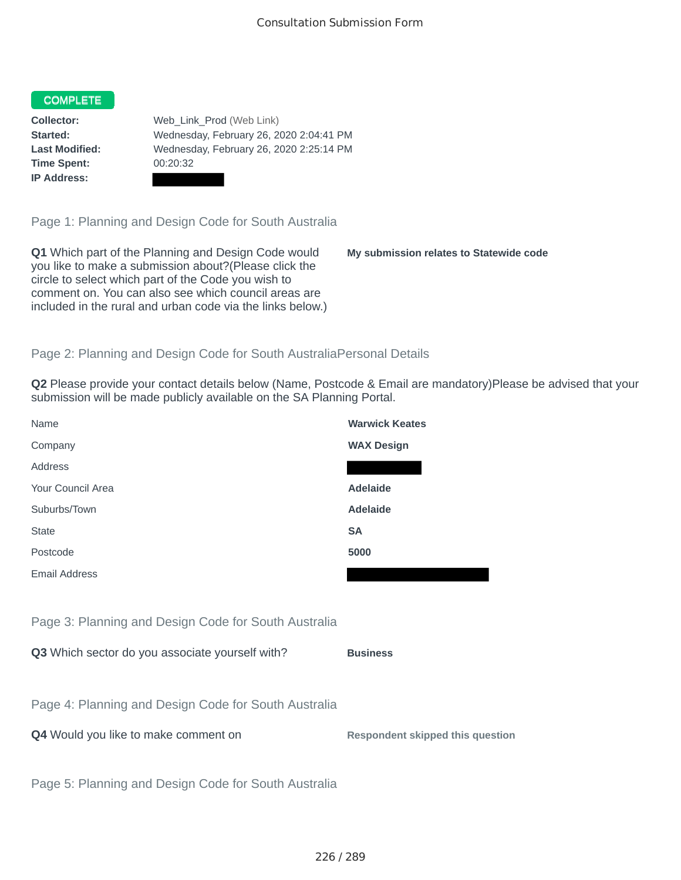# Consultation Submission Form

**COMPLETE**

**Collector:** Web_Link_Prod (Web Link)
**Started:** Wednesday, February 26, 2020 2:04:41 PM
**Last Modified:** Wednesday, February 26, 2020 2:25:14 PM
**Time Spent:** 00:20:32
**IP Address:** ████████

## Page 1: Planning and Design Code for South Australia

**Q1** Which part of the Planning and Design Code would you like to make a submission about?(Please click the circle to select which part of the Code you wish to comment on. You can also see which council areas are included in the rural and urban code via the links below.)

**My submission relates to Statewide code**

## Page 2: Planning and Design Code for South AustraliaPersonal Details

**Q2** Please provide your contact details below (Name, Postcode & Email are mandatory)Please be advised that your submission will be made publicly available on the SA Planning Portal.

| | |
|---|---|
| Name | **Warwick Keates** |
| Company | **WAX Design** |
| Address | ████████ |
| Your Council Area | **Adelaide** |
| Suburbs/Town | **Adelaide** |
| State | **SA** |
| Postcode | **5000** |
| Email Address | ████████ |

## Page 3: Planning and Design Code for South Australia

**Q3** Which sector do you associate yourself with?

**Business**

## Page 4: Planning and Design Code for South Australia

**Q4** Would you like to make comment on

**Respondent skipped this question**

## Page 5: Planning and Design Code for South Australia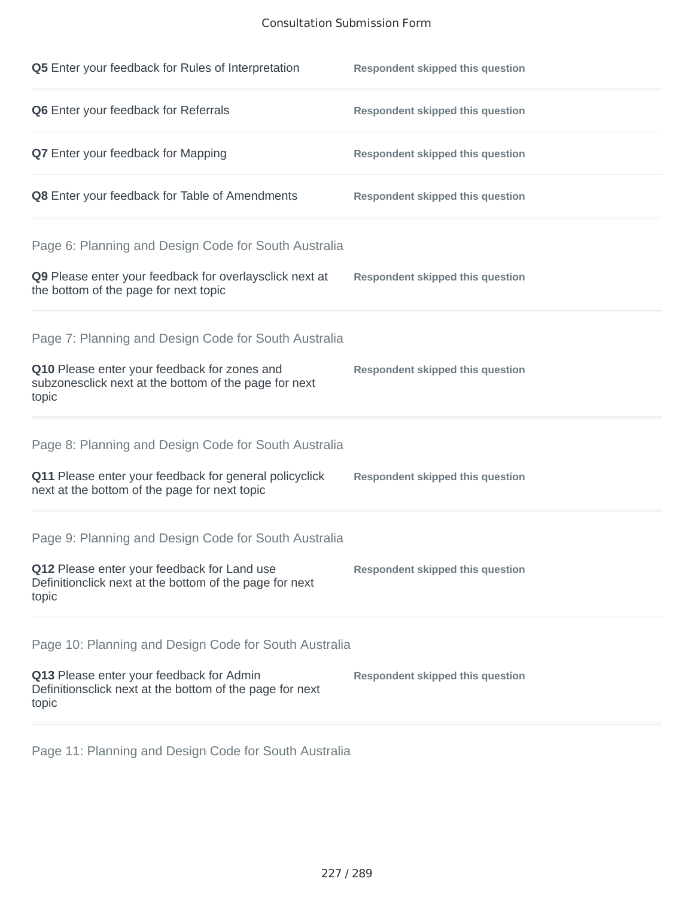**Q5** Enter your feedback for Rules of Interpretation — **Respondent skipped this question**

**Q6** Enter your feedback for Referrals — **Respondent skipped this question**

**Q7** Enter your feedback for Mapping — **Respondent skipped this question**

**Q8** Enter your feedback for Table of Amendments — **Respondent skipped this question**

## Page 6: Planning and Design Code for South Australia

**Q9** Please enter your feedback for overlaysclick next at the bottom of the page for next topic — **Respondent skipped this question**

## Page 7: Planning and Design Code for South Australia

**Q10** Please enter your feedback for zones and subzonesclick next at the bottom of the page for next topic — **Respondent skipped this question**

## Page 8: Planning and Design Code for South Australia

**Q11** Please enter your feedback for general policyclick next at the bottom of the page for next topic — **Respondent skipped this question**

## Page 9: Planning and Design Code for South Australia

**Q12** Please enter your feedback for Land use Definitionclick next at the bottom of the page for next topic — **Respondent skipped this question**

## Page 10: Planning and Design Code for South Australia

**Q13** Please enter your feedback for Admin Definitionsclick next at the bottom of the page for next topic — **Respondent skipped this question**

## Page 11: Planning and Design Code for South Australia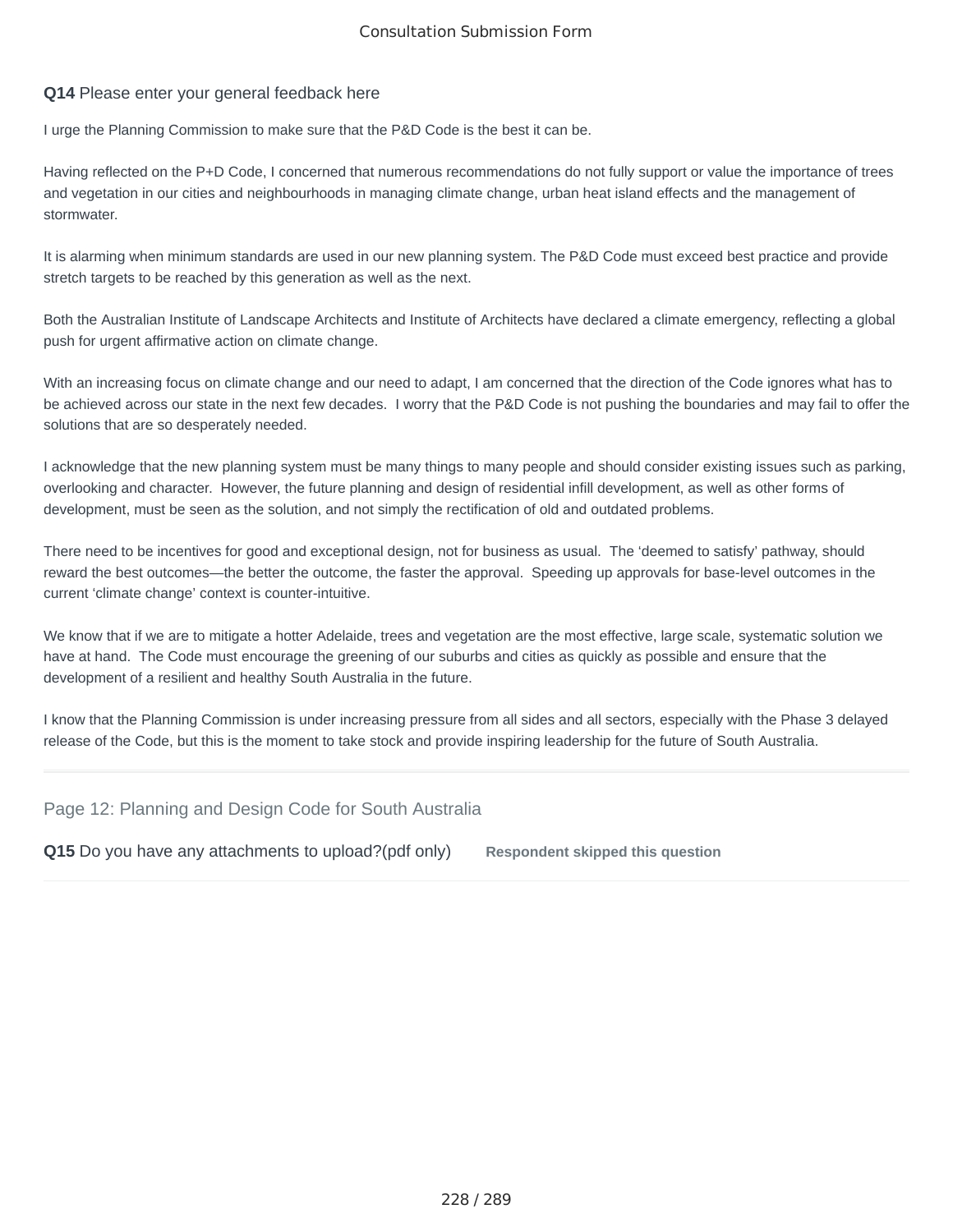**Q14** Please enter your general feedback here

I urge the Planning Commission to make sure that the P&D Code is the best it can be.

Having reflected on the P+D Code, I concerned that numerous recommendations do not fully support or value the importance of trees and vegetation in our cities and neighbourhoods in managing climate change, urban heat island effects and the management of stormwater.

It is alarming when minimum standards are used in our new planning system. The P&D Code must exceed best practice and provide stretch targets to be reached by this generation as well as the next.

Both the Australian Institute of Landscape Architects and Institute of Architects have declared a climate emergency, reflecting a global push for urgent affirmative action on climate change.

With an increasing focus on climate change and our need to adapt, I am concerned that the direction of the Code ignores what has to be achieved across our state in the next few decades. I worry that the P&D Code is not pushing the boundaries and may fail to offer the solutions that are so desperately needed.

I acknowledge that the new planning system must be many things to many people and should consider existing issues such as parking, overlooking and character. However, the future planning and design of residential infill development, as well as other forms of development, must be seen as the solution, and not simply the rectification of old and outdated problems.

There need to be incentives for good and exceptional design, not for business as usual. The 'deemed to satisfy' pathway, should reward the best outcomes—the better the outcome, the faster the approval. Speeding up approvals for base-level outcomes in the current 'climate change' context is counter-intuitive.

We know that if we are to mitigate a hotter Adelaide, trees and vegetation are the most effective, large scale, systematic solution we have at hand. The Code must encourage the greening of our suburbs and cities as quickly as possible and ensure that the development of a resilient and healthy South Australia in the future.

I know that the Planning Commission is under increasing pressure from all sides and all sectors, especially with the Phase 3 delayed release of the Code, but this is the moment to take stock and provide inspiring leadership for the future of South Australia.

## Page 12: Planning and Design Code for South Australia

**Q15** Do you have any attachments to upload?(pdf only) **Respondent skipped this question**